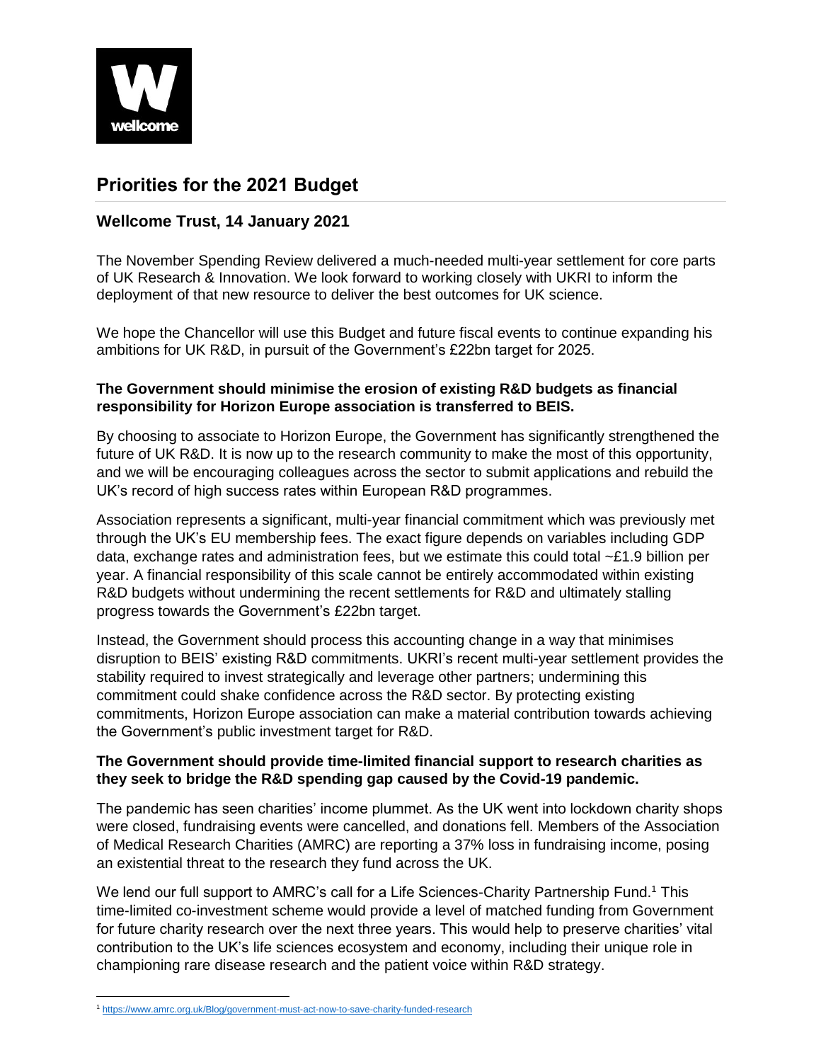# Priorities for the 2021 Budget

## Wellcome Trust, 14 January 2021

The November Spending Review delivered a much-needed multi-year settlement for core parts of UK Research & Innovation. We look forward to working closely with UKRI to inform the deployment of that new resource to deliver the best outcomes for UK science.

We hope the Chancellor will use this Budget and future fiscal events to continue expanding his ambitions for UK R&D, in pursuit of the Government's £22bn target for 2025.

**The Government should minimise the erosion of existing R&D budgets as financial responsibility for Horizon Europe association is transferred to BEIS.**

By choosing to associate to Horizon Europe, the Government has significantly strengthened the future of UK R&D. It is now up to the research community to make the most of this opportunity, and we will be encouraging colleagues across the sector to submit applications and rebuild the UK's record of high success rates within European R&D programmes.

Association represents a significant, multi-year financial commitment which was previously met through the UK's EU membership fees. The exact figure depends on variables including GDP data, exchange rates and administration fees, but we estimate this could total ~£1.9 billion per year. A financial responsibility of this scale cannot be entirely accommodated within existing R&D budgets without undermining the recent settlements for R&D and ultimately stalling progress towards the Government's £22bn target.

Instead, the Government should process this accounting change in a way that minimises disruption to BEIS' existing R&D commitments. UKRI's recent multi-year settlement provides the stability required to invest strategically and leverage other partners; undermining this commitment could shake confidence across the R&D sector. By protecting existing commitments, Horizon Europe association can make a material contribution towards achieving the Government's public investment target for R&D.

**The Government should provide time-limited financial support to research charities as they seek to bridge the R&D spending gap caused by the Covid-19 pandemic.**

The pandemic has seen charities' income plummet. As the UK went into lockdown charity shops were closed, fundraising events were cancelled, and donations fell. Members of the Association of Medical Research Charities (AMRC) are reporting a 37% loss in fundraising income, posing an existential threat to the research they fund across the UK.

We lend our full support to AMRC's call for a Life Sciences-Charity Partnership Fund.[1] This time-limited co-investment scheme would provide a level of matched funding from Government for future charity research over the next three years. This would help to preserve charities' vital contribution to the UK's life sciences ecosystem and economy, including their unique role in championing rare disease research and the patient voice within R&D strategy.

[1] https://www.amrc.org.uk/Blog/government-must-act-now-to-save-charity-funded-research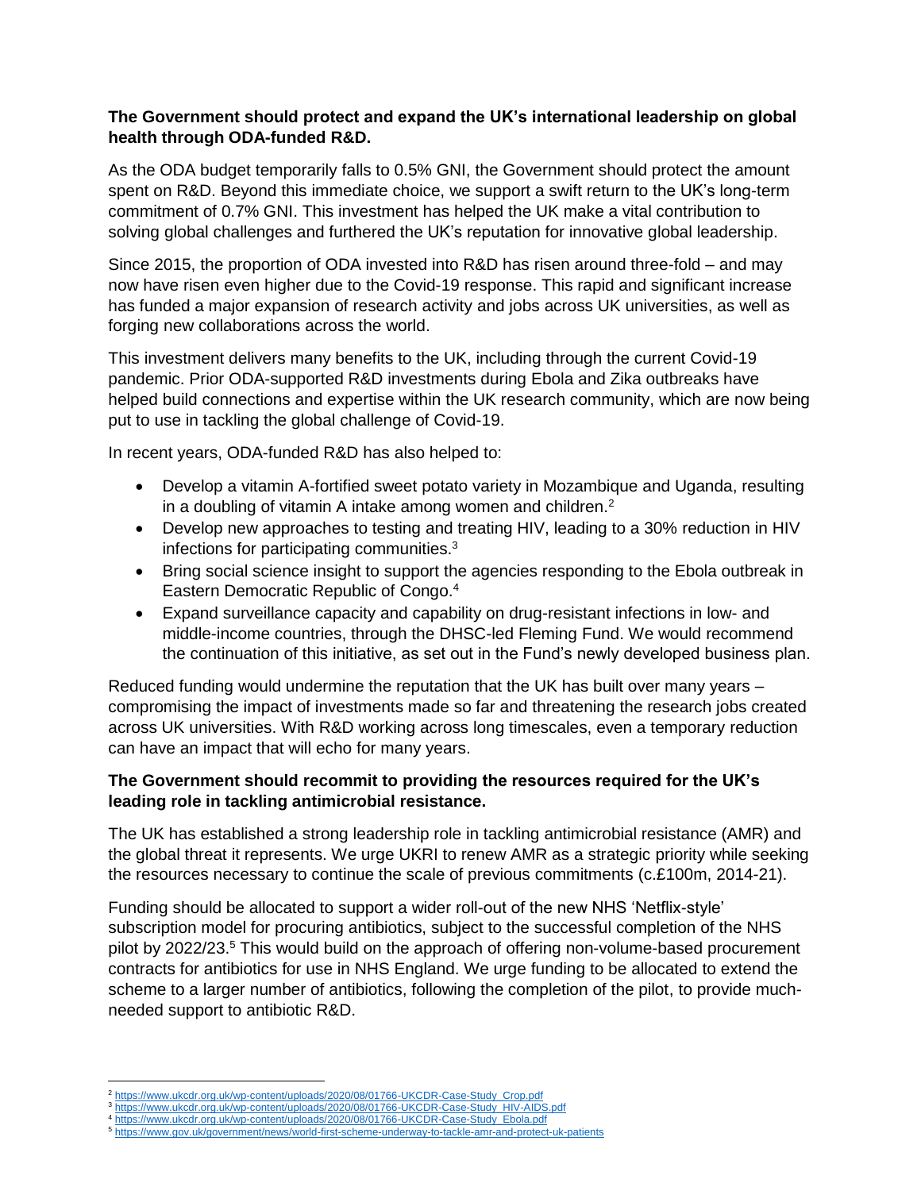**The Government should protect and expand the UK's international leadership on global health through ODA-funded R&D.**

As the ODA budget temporarily falls to 0.5% GNI, the Government should protect the amount spent on R&D. Beyond this immediate choice, we support a swift return to the UK's long-term commitment of 0.7% GNI. This investment has helped the UK make a vital contribution to solving global challenges and furthered the UK's reputation for innovative global leadership.

Since 2015, the proportion of ODA invested into R&D has risen around three-fold – and may now have risen even higher due to the Covid-19 response. This rapid and significant increase has funded a major expansion of research activity and jobs across UK universities, as well as forging new collaborations across the world.

This investment delivers many benefits to the UK, including through the current Covid-19 pandemic. Prior ODA-supported R&D investments during Ebola and Zika outbreaks have helped build connections and expertise within the UK research community, which are now being put to use in tackling the global challenge of Covid-19.

In recent years, ODA-funded R&D has also helped to:

- Develop a vitamin A-fortified sweet potato variety in Mozambique and Uganda, resulting in a doubling of vitamin A intake among women and children.[2]
- Develop new approaches to testing and treating HIV, leading to a 30% reduction in HIV infections for participating communities.[3]
- Bring social science insight to support the agencies responding to the Ebola outbreak in Eastern Democratic Republic of Congo.[4]
- Expand surveillance capacity and capability on drug-resistant infections in low- and middle-income countries, through the DHSC-led Fleming Fund. We would recommend the continuation of this initiative, as set out in the Fund's newly developed business plan.

Reduced funding would undermine the reputation that the UK has built over many years – compromising the impact of investments made so far and threatening the research jobs created across UK universities. With R&D working across long timescales, even a temporary reduction can have an impact that will echo for many years.

**The Government should recommit to providing the resources required for the UK's leading role in tackling antimicrobial resistance.**

The UK has established a strong leadership role in tackling antimicrobial resistance (AMR) and the global threat it represents. We urge UKRI to renew AMR as a strategic priority while seeking the resources necessary to continue the scale of previous commitments (c.£100m, 2014-21).

Funding should be allocated to support a wider roll-out of the new NHS 'Netflix-style' subscription model for procuring antibiotics, subject to the successful completion of the NHS pilot by 2022/23.[5] This would build on the approach of offering non-volume-based procurement contracts for antibiotics for use in NHS England. We urge funding to be allocated to extend the scheme to a larger number of antibiotics, following the completion of the pilot, to provide much-needed support to antibiotic R&D.

---

[2] https://www.ukcdr.org.uk/wp-content/uploads/2020/08/01766-UKCDR-Case-Study_Crop.pdf
[3] https://www.ukcdr.org.uk/wp-content/uploads/2020/08/01766-UKCDR-Case-Study_HIV-AIDS.pdf
[4] https://www.ukcdr.org.uk/wp-content/uploads/2020/08/01766-UKCDR-Case-Study_Ebola.pdf
[5] https://www.gov.uk/government/news/world-first-scheme-underway-to-tackle-amr-and-protect-uk-patients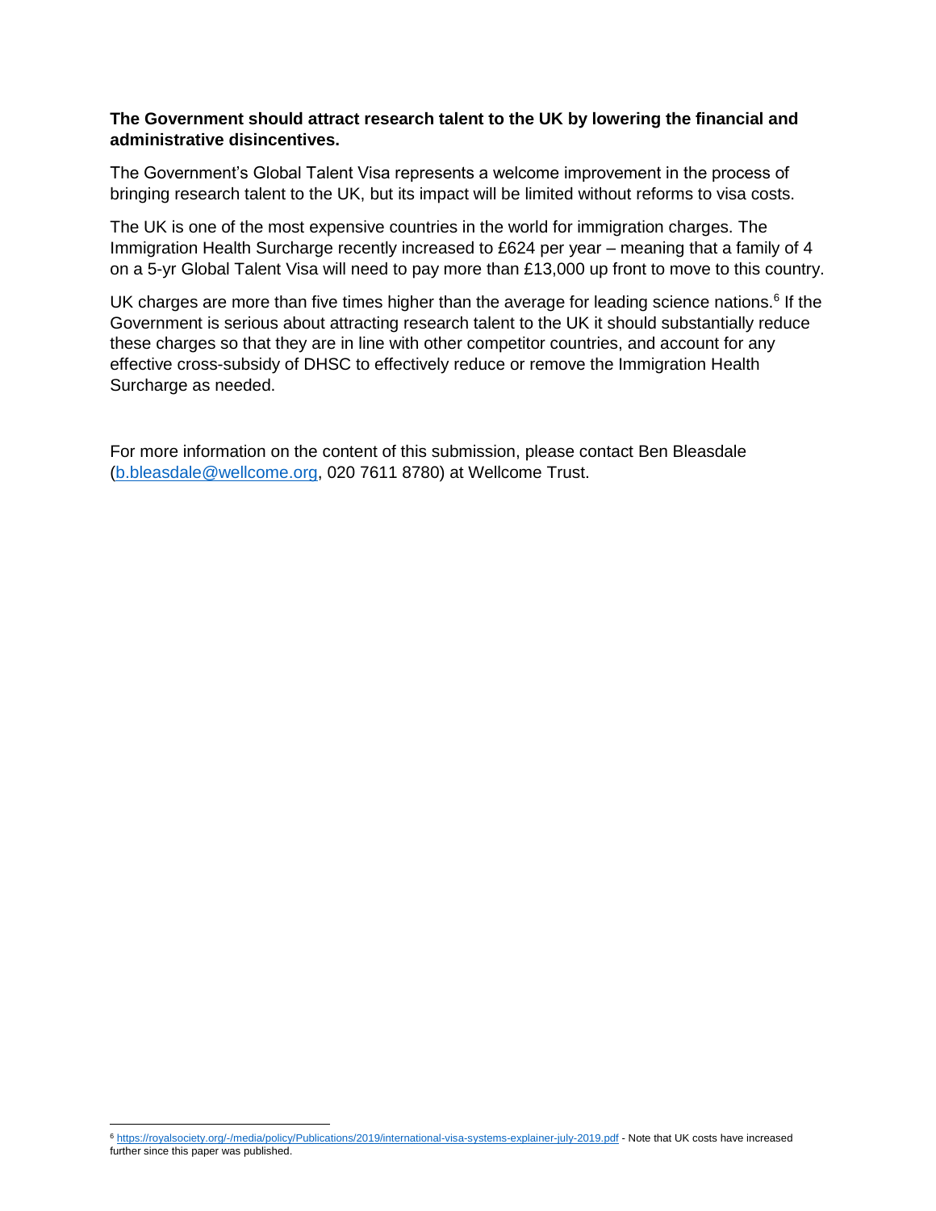**The Government should attract research talent to the UK by lowering the financial and administrative disincentives.**

The Government's Global Talent Visa represents a welcome improvement in the process of bringing research talent to the UK, but its impact will be limited without reforms to visa costs.

The UK is one of the most expensive countries in the world for immigration charges. The Immigration Health Surcharge recently increased to £624 per year – meaning that a family of 4 on a 5-yr Global Talent Visa will need to pay more than £13,000 up front to move to this country.

UK charges are more than five times higher than the average for leading science nations.[6] If the Government is serious about attracting research talent to the UK it should substantially reduce these charges so that they are in line with other competitor countries, and account for any effective cross-subsidy of DHSC to effectively reduce or remove the Immigration Health Surcharge as needed.

For more information on the content of this submission, please contact Ben Bleasdale (b.bleasdale@wellcome.org, 020 7611 8780) at Wellcome Trust.

[6] https://royalsociety.org/-/media/policy/Publications/2019/international-visa-systems-explainer-july-2019.pdf - Note that UK costs have increased further since this paper was published.